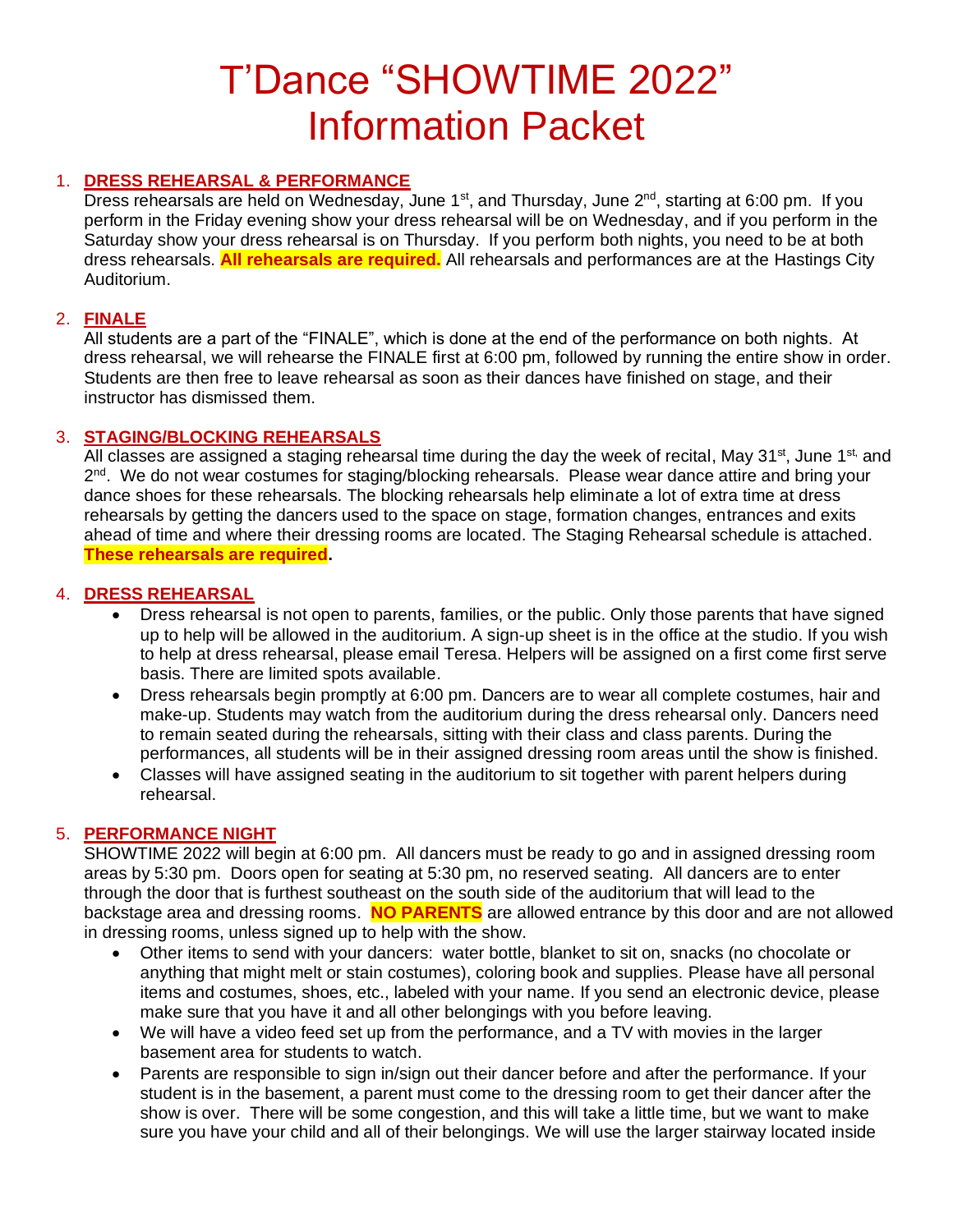# T'Dance "SHOWTIME 2022" Information Packet

1. **DRESS REHEARSAL & PERFORMANCE**
   Dress rehearsals are held on Wednesday, June 1st, and Thursday, June 2nd, starting at 6:00 pm. If you perform in the Friday evening show your dress rehearsal will be on Wednesday, and if you perform in the Saturday show your dress rehearsal is on Thursday. If you perform both nights, you need to be at both dress rehearsals. **All rehearsals are required.** All rehearsals and performances are at the Hastings City Auditorium.

2. **FINALE**
   All students are a part of the "FINALE", which is done at the end of the performance on both nights. At dress rehearsal, we will rehearse the FINALE first at 6:00 pm, followed by running the entire show in order. Students are then free to leave rehearsal as soon as their dances have finished on stage, and their instructor has dismissed them.

3. **STAGING/BLOCKING REHEARSALS**
   All classes are assigned a staging rehearsal time during the day the week of recital, May 31st, June 1st, and 2nd. We do not wear costumes for staging/blocking rehearsals. Please wear dance attire and bring your dance shoes for these rehearsals. The blocking rehearsals help eliminate a lot of extra time at dress rehearsals by getting the dancers used to the space on stage, formation changes, entrances and exits ahead of time and where their dressing rooms are located. The Staging Rehearsal schedule is attached. **These rehearsals are required.**

4. **DRESS REHEARSAL**
   - Dress rehearsal is not open to parents, families, or the public. Only those parents that have signed up to help will be allowed in the auditorium. A sign-up sheet is in the office at the studio. If you wish to help at dress rehearsal, please email Teresa. Helpers will be assigned on a first come first serve basis. There are limited spots available.
   - Dress rehearsals begin promptly at 6:00 pm. Dancers are to wear all complete costumes, hair and make-up. Students may watch from the auditorium during the dress rehearsal only. Dancers need to remain seated during the rehearsals, sitting with their class and class parents. During the performances, all students will be in their assigned dressing room areas until the show is finished.
   - Classes will have assigned seating in the auditorium to sit together with parent helpers during rehearsal.

5. **PERFORMANCE NIGHT**
   SHOWTIME 2022 will begin at 6:00 pm. All dancers must be ready to go and in assigned dressing room areas by 5:30 pm. Doors open for seating at 5:30 pm, no reserved seating. All dancers are to enter through the door that is furthest southeast on the south side of the auditorium that will lead to the backstage area and dressing rooms. **NO PARENTS** are allowed entrance by this door and are not allowed in dressing rooms, unless signed up to help with the show.
   - Other items to send with your dancers: water bottle, blanket to sit on, snacks (no chocolate or anything that might melt or stain costumes), coloring book and supplies. Please have all personal items and costumes, shoes, etc., labeled with your name. If you send an electronic device, please make sure that you have it and all other belongings with you before leaving.
   - We will have a video feed set up from the performance, and a TV with movies in the larger basement area for students to watch.
   - Parents are responsible to sign in/sign out their dancer before and after the performance. If your student is in the basement, a parent must come to the dressing room to get their dancer after the show is over. There will be some congestion, and this will take a little time, but we want to make sure you have your child and all of their belongings. We will use the larger stairway located inside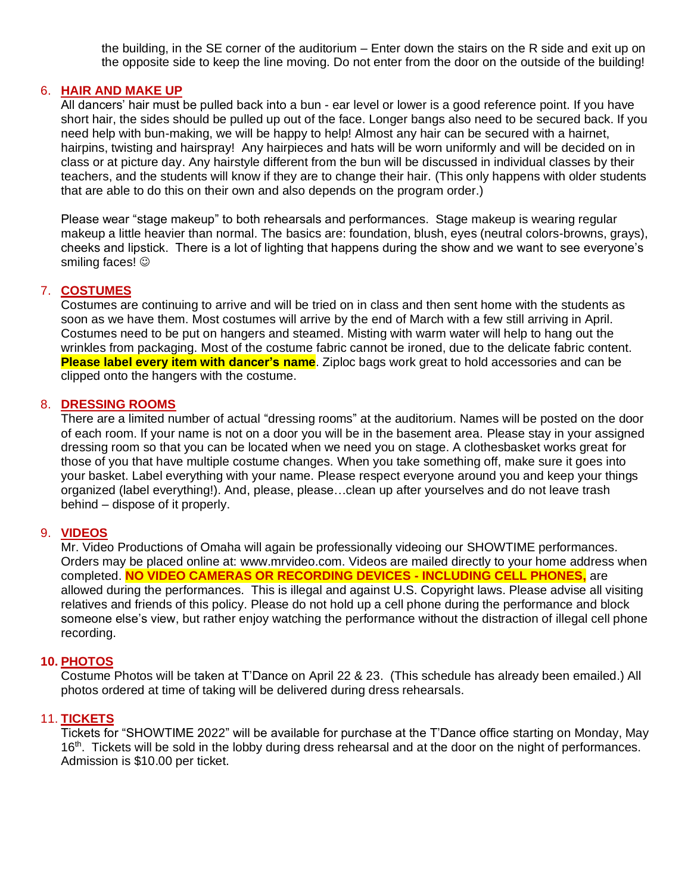the building, in the SE corner of the auditorium – Enter down the stairs on the R side and exit up on the opposite side to keep the line moving. Do not enter from the door on the outside of the building!

6. **HAIR AND MAKE UP**
   All dancers' hair must be pulled back into a bun - ear level or lower is a good reference point. If you have short hair, the sides should be pulled up out of the face. Longer bangs also need to be secured back. If you need help with bun-making, we will be happy to help! Almost any hair can be secured with a hairnet, hairpins, twisting and hairspray! Any hairpieces and hats will be worn uniformly and will be decided on in class or at picture day. Any hairstyle different from the bun will be discussed in individual classes by their teachers, and the students will know if they are to change their hair. (This only happens with older students that are able to do this on their own and also depends on the program order.)

   Please wear "stage makeup" to both rehearsals and performances. Stage makeup is wearing regular makeup a little heavier than normal. The basics are: foundation, blush, eyes (neutral colors-browns, grays), cheeks and lipstick. There is a lot of lighting that happens during the show and we want to see everyone's smiling faces! ☺

7. **COSTUMES**
   Costumes are continuing to arrive and will be tried on in class and then sent home with the students as soon as we have them. Most costumes will arrive by the end of March with a few still arriving in April. Costumes need to be put on hangers and steamed. Misting with warm water will help to hang out the wrinkles from packaging. Most of the costume fabric cannot be ironed, due to the delicate fabric content. **Please label every item with dancer's name**. Ziploc bags work great to hold accessories and can be clipped onto the hangers with the costume.

8. **DRESSING ROOMS**
   There are a limited number of actual "dressing rooms" at the auditorium. Names will be posted on the door of each room. If your name is not on a door you will be in the basement area. Please stay in your assigned dressing room so that you can be located when we need you on stage. A clothesbasket works great for those of you that have multiple costume changes. When you take something off, make sure it goes into your basket. Label everything with your name. Please respect everyone around you and keep your things organized (label everything!). And, please, please…clean up after yourselves and do not leave trash behind – dispose of it properly.

9. **VIDEOS**
   Mr. Video Productions of Omaha will again be professionally videoing our SHOWTIME performances. Orders may be placed online at: www.mrvideo.com. Videos are mailed directly to your home address when completed. **NO VIDEO CAMERAS OR RECORDING DEVICES - INCLUDING CELL PHONES,** are allowed during the performances. This is illegal and against U.S. Copyright laws. Please advise all visiting relatives and friends of this policy. Please do not hold up a cell phone during the performance and block someone else's view, but rather enjoy watching the performance without the distraction of illegal cell phone recording.

10. **PHOTOS**
    Costume Photos will be taken at T'Dance on April 22 & 23. (This schedule has already been emailed.) All photos ordered at time of taking will be delivered during dress rehearsals.

11. **TICKETS**
    Tickets for "SHOWTIME 2022" will be available for purchase at the T'Dance office starting on Monday, May 16th. Tickets will be sold in the lobby during dress rehearsal and at the door on the night of performances. Admission is $10.00 per ticket.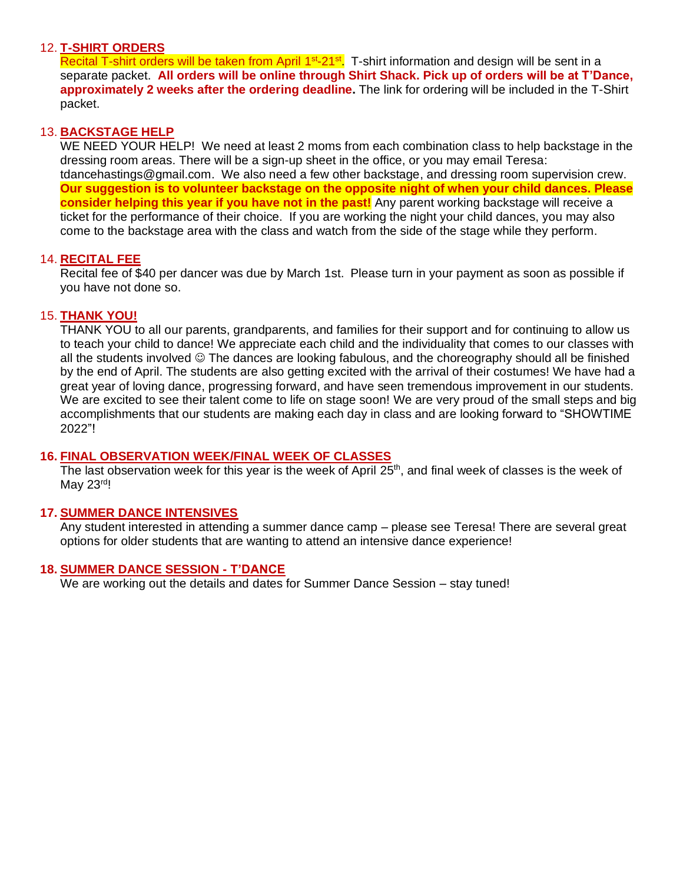12. **T-SHIRT ORDERS**

    Recital T-shirt orders will be taken from April 1st-21st. T-shirt information and design will be sent in a separate packet. **All orders will be online through Shirt Shack. Pick up of orders will be at T'Dance, approximately 2 weeks after the ordering deadline.** The link for ordering will be included in the T-Shirt packet.

13. **BACKSTAGE HELP**

    WE NEED YOUR HELP! We need at least 2 moms from each combination class to help backstage in the dressing room areas. There will be a sign-up sheet in the office, or you may email Teresa: tdancehastings@gmail.com. We also need a few other backstage, and dressing room supervision crew. **Our suggestion is to volunteer backstage on the opposite night of when your child dances. Please consider helping this year if you have not in the past!** Any parent working backstage will receive a ticket for the performance of their choice. If you are working the night your child dances, you may also come to the backstage area with the class and watch from the side of the stage while they perform.

14. **RECITAL FEE**

    Recital fee of $40 per dancer was due by March 1st. Please turn in your payment as soon as possible if you have not done so.

15. **THANK YOU!**

    THANK YOU to all our parents, grandparents, and families for their support and for continuing to allow us to teach your child to dance! We appreciate each child and the individuality that comes to our classes with all the students involved ☺ The dances are looking fabulous, and the choreography should all be finished by the end of April. The students are also getting excited with the arrival of their costumes! We have had a great year of loving dance, progressing forward, and have seen tremendous improvement in our students. We are excited to see their talent come to life on stage soon! We are very proud of the small steps and big accomplishments that our students are making each day in class and are looking forward to "SHOWTIME 2022"!

16. **FINAL OBSERVATION WEEK/FINAL WEEK OF CLASSES**

    The last observation week for this year is the week of April 25th, and final week of classes is the week of May 23rd!

17. **SUMMER DANCE INTENSIVES**

    Any student interested in attending a summer dance camp – please see Teresa! There are several great options for older students that are wanting to attend an intensive dance experience!

18. **SUMMER DANCE SESSION - T'DANCE**

    We are working out the details and dates for Summer Dance Session – stay tuned!